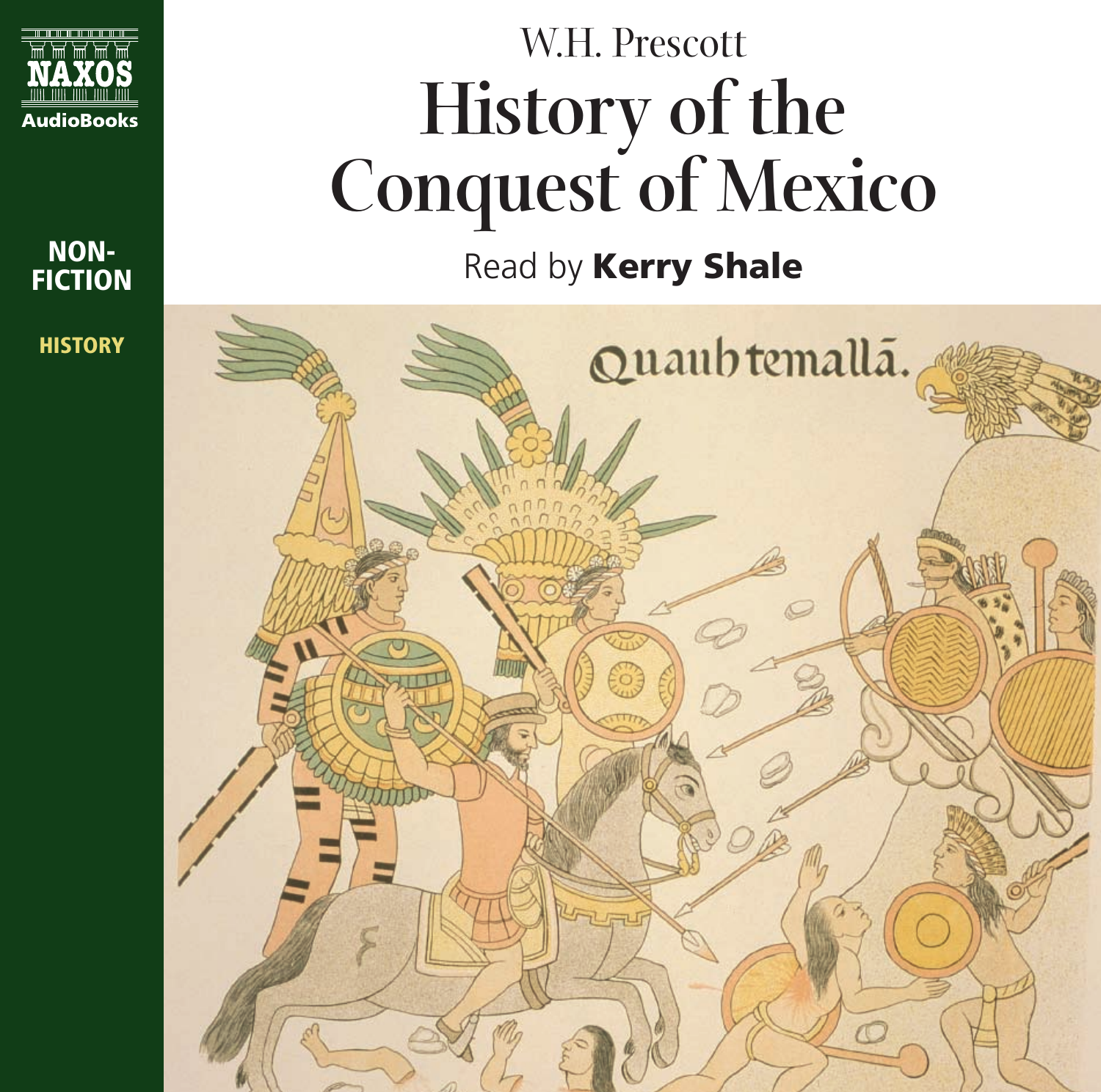NAXOS AudioBooks

NON-FICTION

HISTORY

W.H. Prescott

# History of the Conquest of Mexico

Read by **Kerry Shale**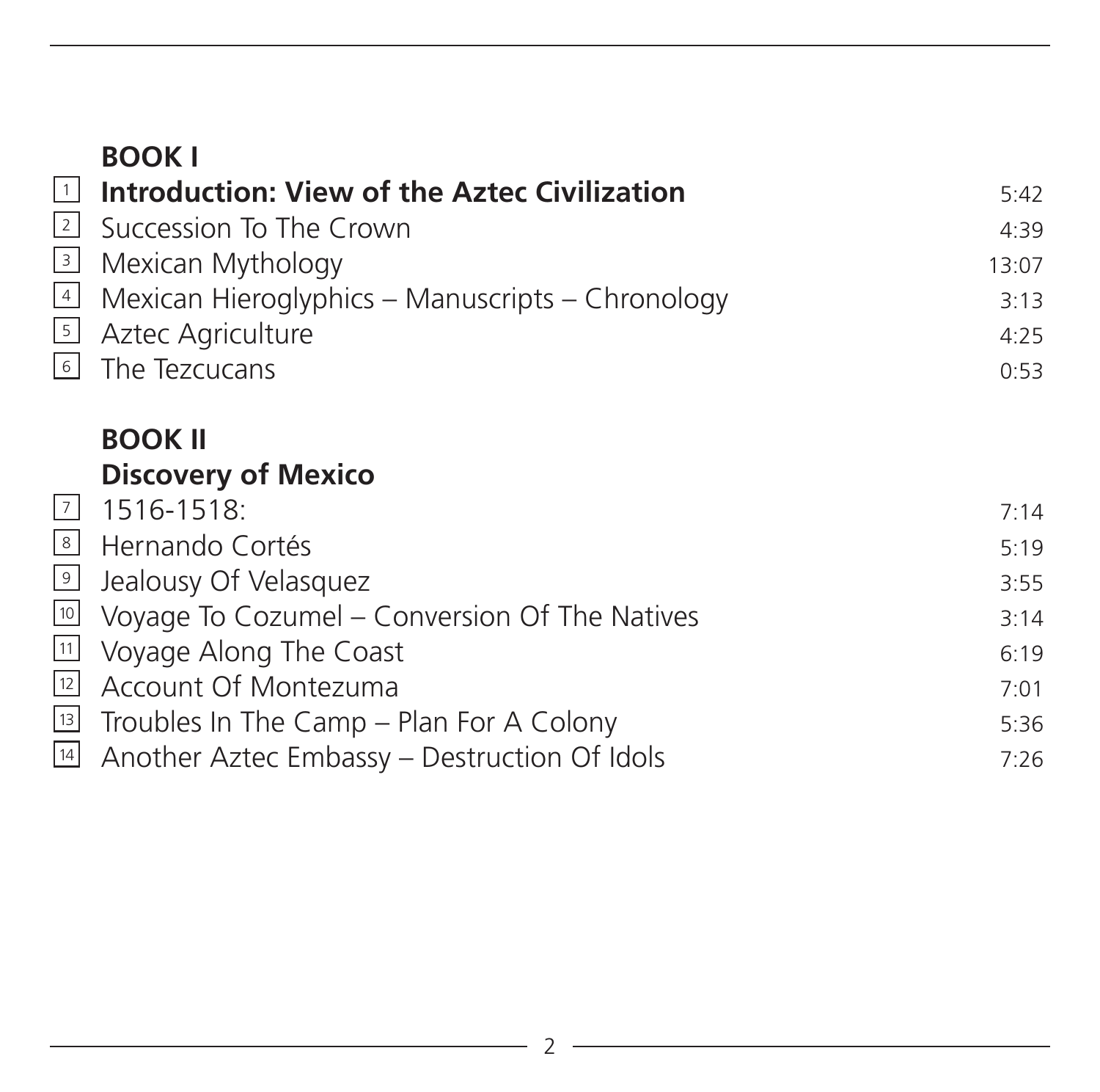## BOOK I

| | | |
|---|---|---|
| 1 | **Introduction: View of the Aztec Civilization** | 5:42 |
| 2 | Succession To The Crown | 4:39 |
| 3 | Mexican Mythology | 13:07 |
| 4 | Mexican Hieroglyphics – Manuscripts – Chronology | 3:13 |
| 5 | Aztec Agriculture | 4:25 |
| 6 | The Tezcucans | 0:53 |

## BOOK II
### Discovery of Mexico

| | | |
|---|---|---|
| 7 | 1516-1518: | 7:14 |
| 8 | Hernando Cortés | 5:19 |
| 9 | Jealousy Of Velasquez | 3:55 |
| 10 | Voyage To Cozumel – Conversion Of The Natives | 3:14 |
| 11 | Voyage Along The Coast | 6:19 |
| 12 | Account Of Montezuma | 7:01 |
| 13 | Troubles In The Camp – Plan For A Colony | 5:36 |
| 14 | Another Aztec Embassy – Destruction Of Idols | 7:26 |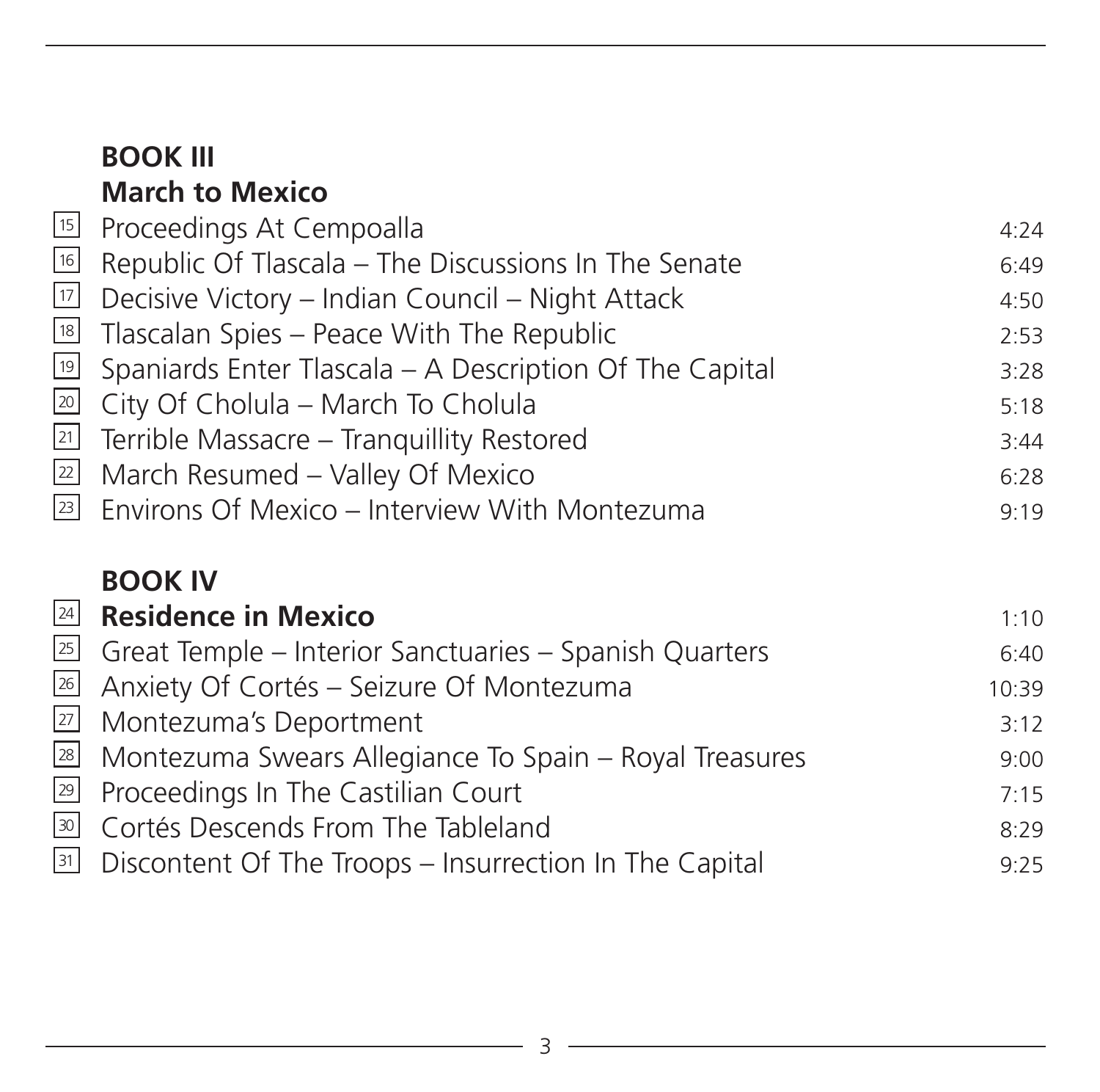## BOOK III
## March to Mexico

| | | |
|---|---|---|
| 15 | Proceedings At Cempoalla | 4:24 |
| 16 | Republic Of Tlascala – The Discussions In The Senate | 6:49 |
| 17 | Decisive Victory – Indian Council – Night Attack | 4:50 |
| 18 | Tlascalan Spies – Peace With The Republic | 2:53 |
| 19 | Spaniards Enter Tlascala – A Description Of The Capital | 3:28 |
| 20 | City Of Cholula – March To Cholula | 5:18 |
| 21 | Terrible Massacre – Tranquillity Restored | 3:44 |
| 22 | March Resumed – Valley Of Mexico | 6:28 |
| 23 | Environs Of Mexico – Interview With Montezuma | 9:19 |

## BOOK IV

| | | |
|---|---|---|
| 24 | **Residence in Mexico** | 1:10 |
| 25 | Great Temple – Interior Sanctuaries – Spanish Quarters | 6:40 |
| 26 | Anxiety Of Cortés – Seizure Of Montezuma | 10:39 |
| 27 | Montezuma's Deportment | 3:12 |
| 28 | Montezuma Swears Allegiance To Spain – Royal Treasures | 9:00 |
| 29 | Proceedings In The Castilian Court | 7:15 |
| 30 | Cortés Descends From The Tableland | 8:29 |
| 31 | Discontent Of The Troops – Insurrection In The Capital | 9:25 |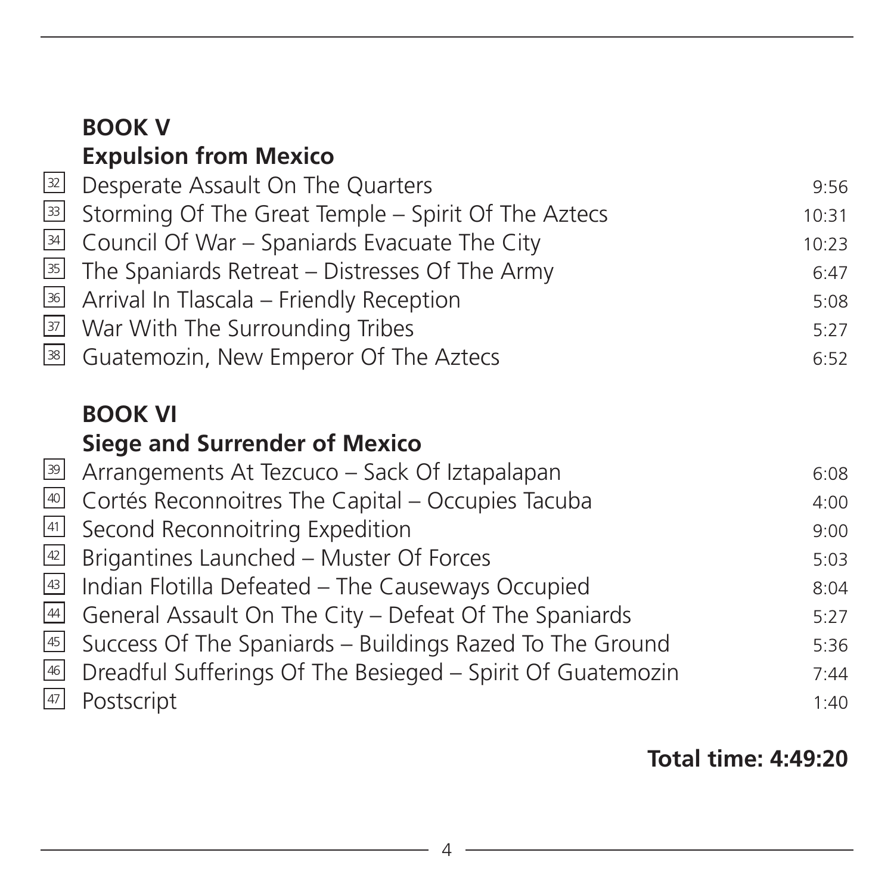## BOOK V

## Expulsion from Mexico

| | | |
|---|---|---|
| 32 | Desperate Assault On The Quarters | 9:56 |
| 33 | Storming Of The Great Temple – Spirit Of The Aztecs | 10:31 |
| 34 | Council Of War – Spaniards Evacuate The City | 10:23 |
| 35 | The Spaniards Retreat – Distresses Of The Army | 6:47 |
| 36 | Arrival In Tlascala – Friendly Reception | 5:08 |
| 37 | War With The Surrounding Tribes | 5:27 |
| 38 | Guatemozin, New Emperor Of The Aztecs | 6:52 |

## BOOK VI

## Siege and Surrender of Mexico

| | | |
|---|---|---|
| 39 | Arrangements At Tezcuco – Sack Of Iztapalapan | 6:08 |
| 40 | Cortés Reconnoitres The Capital – Occupies Tacuba | 4:00 |
| 41 | Second Reconnoitring Expedition | 9:00 |
| 42 | Brigantines Launched – Muster Of Forces | 5:03 |
| 43 | Indian Flotilla Defeated – The Causeways Occupied | 8:04 |
| 44 | General Assault On The City – Defeat Of The Spaniards | 5:27 |
| 45 | Success Of The Spaniards – Buildings Razed To The Ground | 5:36 |
| 46 | Dreadful Sufferings Of The Besieged – Spirit Of Guatemozin | 7:44 |
| 47 | Postscript | 1:40 |

**Total time: 4:49:20**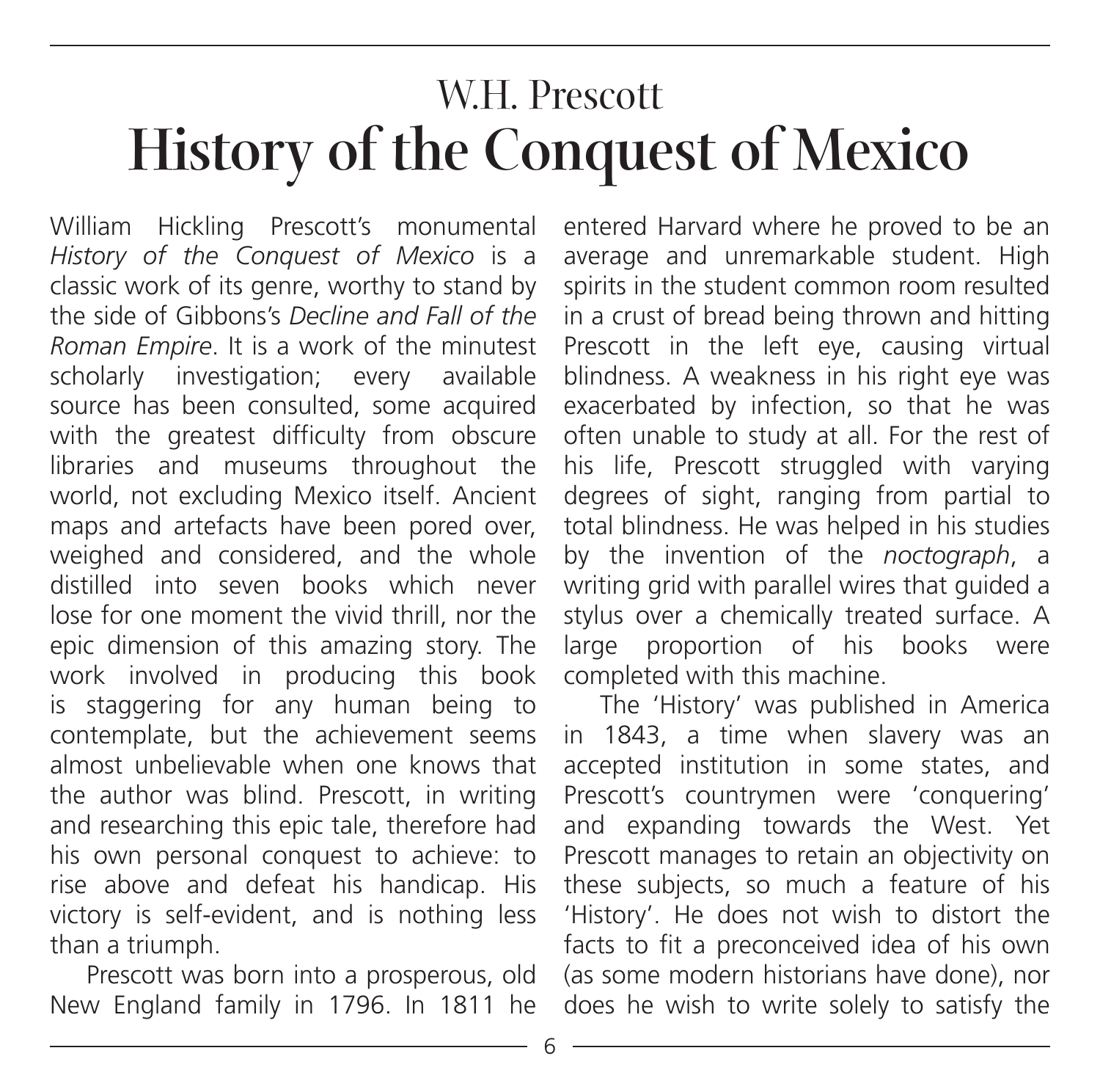# W.H. Prescott
# History of the Conquest of Mexico

William Hickling Prescott's monumental *History of the Conquest of Mexico* is a classic work of its genre, worthy to stand by the side of Gibbons's *Decline and Fall of the Roman Empire*. It is a work of the minutest scholarly investigation; every available source has been consulted, some acquired with the greatest difficulty from obscure libraries and museums throughout the world, not excluding Mexico itself. Ancient maps and artefacts have been pored over, weighed and considered, and the whole distilled into seven books which never lose for one moment the vivid thrill, nor the epic dimension of this amazing story. The work involved in producing this book is staggering for any human being to contemplate, but the achievement seems almost unbelievable when one knows that the author was blind. Prescott, in writing and researching this epic tale, therefore had his own personal conquest to achieve: to rise above and defeat his handicap. His victory is self-evident, and is nothing less than a triumph.

Prescott was born into a prosperous, old New England family in 1796. In 1811 he entered Harvard where he proved to be an average and unremarkable student. High spirits in the student common room resulted in a crust of bread being thrown and hitting Prescott in the left eye, causing virtual blindness. A weakness in his right eye was exacerbated by infection, so that he was often unable to study at all. For the rest of his life, Prescott struggled with varying degrees of sight, ranging from partial to total blindness. He was helped in his studies by the invention of the *noctograph*, a writing grid with parallel wires that guided a stylus over a chemically treated surface. A large proportion of his books were completed with this machine.

The 'History' was published in America in 1843, a time when slavery was an accepted institution in some states, and Prescott's countrymen were 'conquering' and expanding towards the West. Yet Prescott manages to retain an objectivity on these subjects, so much a feature of his 'History'. He does not wish to distort the facts to fit a preconceived idea of his own (as some modern historians have done), nor does he wish to write solely to satisfy the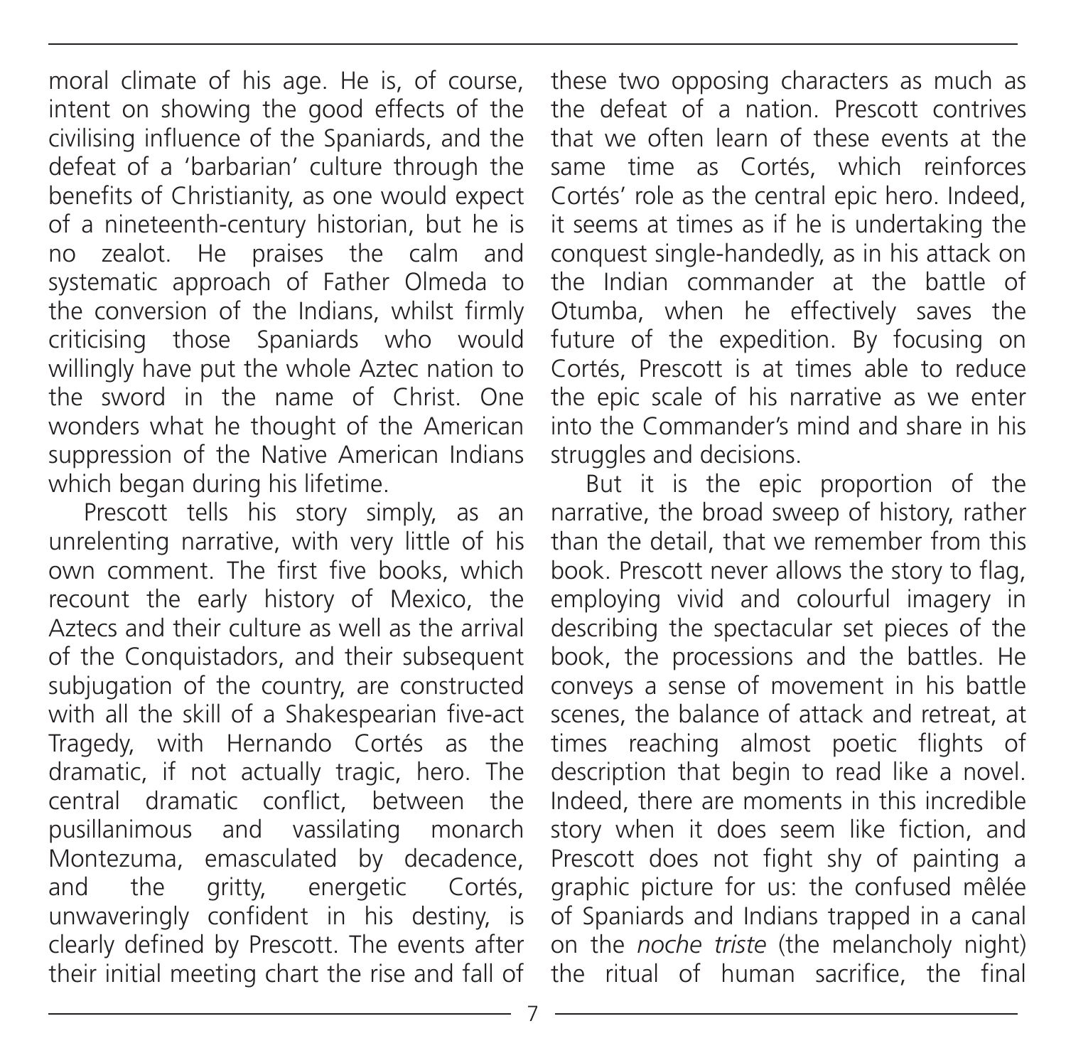moral climate of his age. He is, of course, intent on showing the good effects of the civilising influence of the Spaniards, and the defeat of a 'barbarian' culture through the benefits of Christianity, as one would expect of a nineteenth-century historian, but he is no zealot. He praises the calm and systematic approach of Father Olmeda to the conversion of the Indians, whilst firmly criticising those Spaniards who would willingly have put the whole Aztec nation to the sword in the name of Christ. One wonders what he thought of the American suppression of the Native American Indians which began during his lifetime.

Prescott tells his story simply, as an unrelenting narrative, with very little of his own comment. The first five books, which recount the early history of Mexico, the Aztecs and their culture as well as the arrival of the Conquistadors, and their subsequent subjugation of the country, are constructed with all the skill of a Shakespearian five-act Tragedy, with Hernando Cortés as the dramatic, if not actually tragic, hero. The central dramatic conflict, between the pusillanimous and vassilating monarch Montezuma, emasculated by decadence, and the gritty, energetic Cortés, unwaveringly confident in his destiny, is clearly defined by Prescott. The events after their initial meeting chart the rise and fall of these two opposing characters as much as the defeat of a nation. Prescott contrives that we often learn of these events at the same time as Cortés, which reinforces Cortés' role as the central epic hero. Indeed, it seems at times as if he is undertaking the conquest single-handedly, as in his attack on the Indian commander at the battle of Otumba, when he effectively saves the future of the expedition. By focusing on Cortés, Prescott is at times able to reduce the epic scale of his narrative as we enter into the Commander's mind and share in his struggles and decisions.

But it is the epic proportion of the narrative, the broad sweep of history, rather than the detail, that we remember from this book. Prescott never allows the story to flag, employing vivid and colourful imagery in describing the spectacular set pieces of the book, the processions and the battles. He conveys a sense of movement in his battle scenes, the balance of attack and retreat, at times reaching almost poetic flights of description that begin to read like a novel. Indeed, there are moments in this incredible story when it does seem like fiction, and Prescott does not fight shy of painting a graphic picture for us: the confused mêlée of Spaniards and Indians trapped in a canal on the *noche triste* (the melancholy night) the ritual of human sacrifice, the final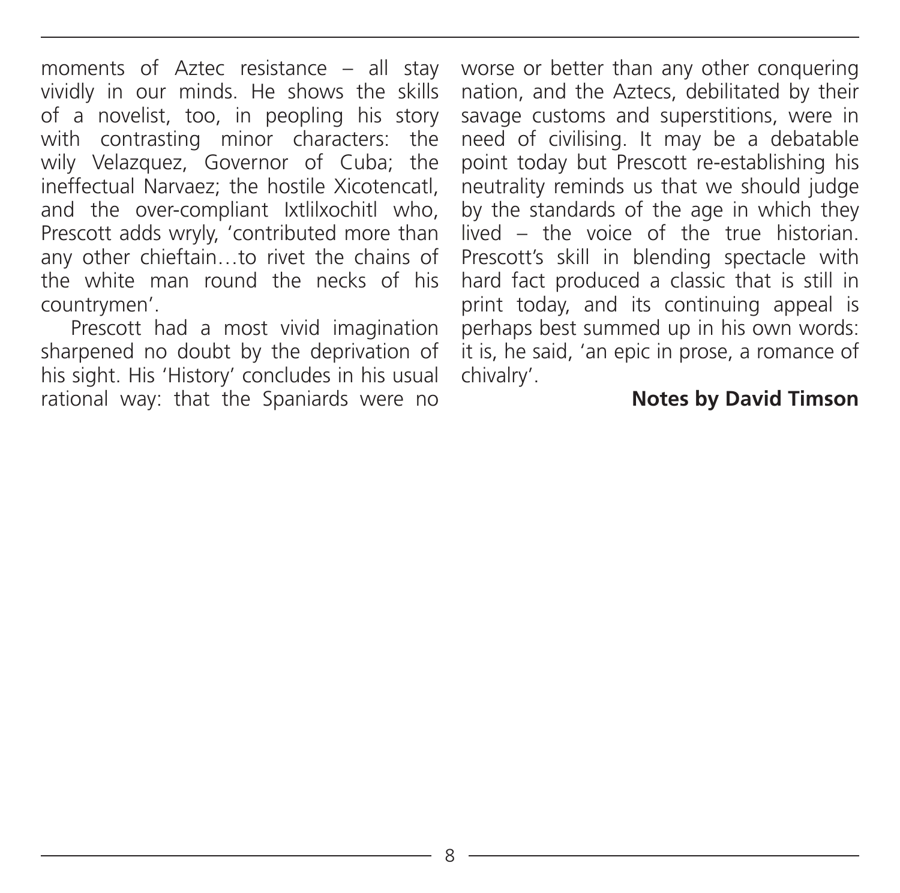moments of Aztec resistance – all stay vividly in our minds. He shows the skills of a novelist, too, in peopling his story with contrasting minor characters: the wily Velazquez, Governor of Cuba; the ineffectual Narvaez; the hostile Xicotencatl, and the over-compliant Ixtlilxochitl who, Prescott adds wryly, 'contributed more than any other chieftain…to rivet the chains of the white man round the necks of his countrymen'.

Prescott had a most vivid imagination sharpened no doubt by the deprivation of his sight. His 'History' concludes in his usual rational way: that the Spaniards were no worse or better than any other conquering nation, and the Aztecs, debilitated by their savage customs and superstitions, were in need of civilising. It may be a debatable point today but Prescott re-establishing his neutrality reminds us that we should judge by the standards of the age in which they lived – the voice of the true historian. Prescott's skill in blending spectacle with hard fact produced a classic that is still in print today, and its continuing appeal is perhaps best summed up in his own words: it is, he said, 'an epic in prose, a romance of chivalry'.

**Notes by David Timson**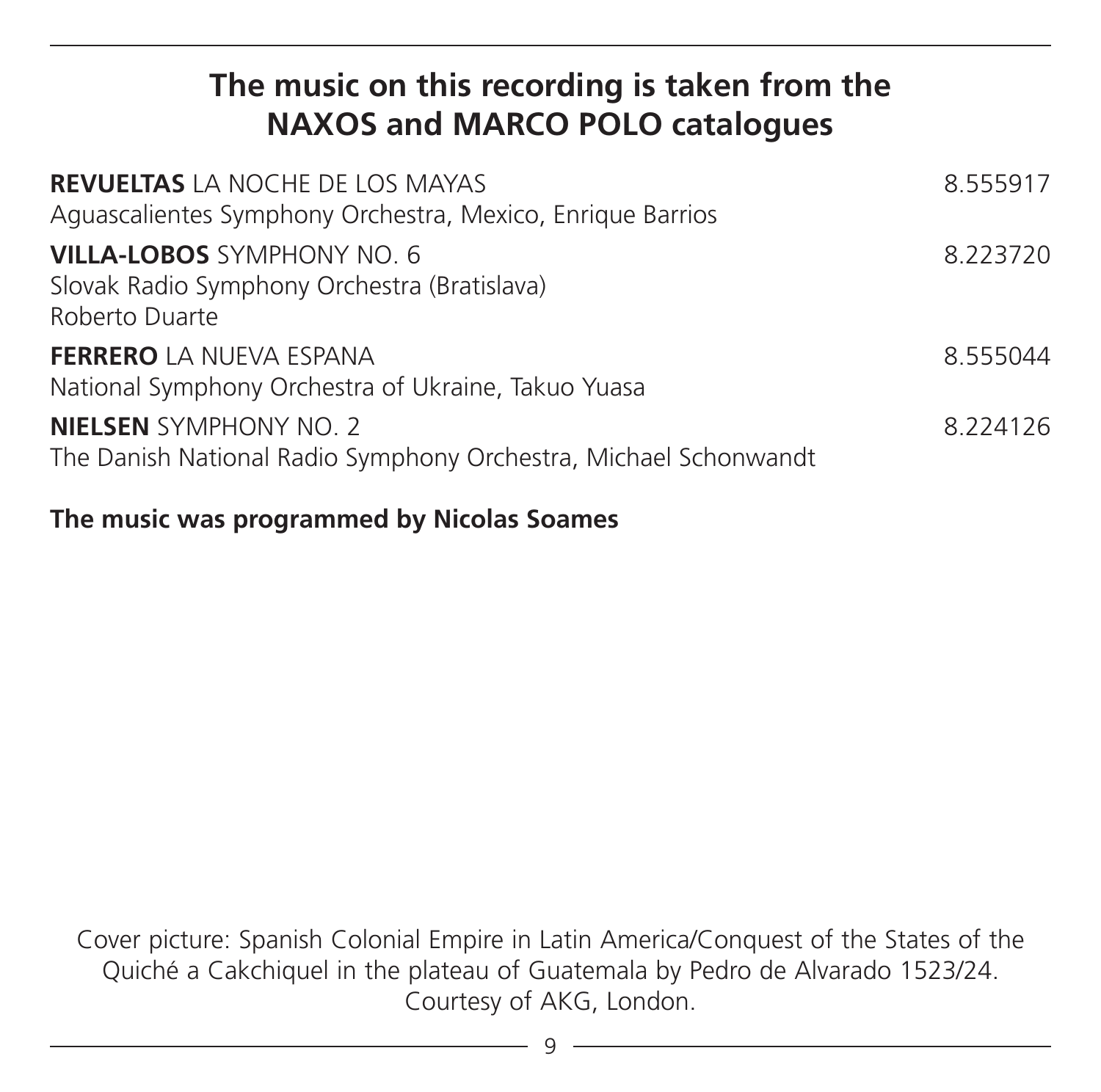## The music on this recording is taken from the NAXOS and MARCO POLO catalogues

**REVUELTAS** LA NOCHE DE LOS MAYAS 8.555917
Aguascalientes Symphony Orchestra, Mexico, Enrique Barrios

**VILLA-LOBOS** SYMPHONY NO. 6 8.223720
Slovak Radio Symphony Orchestra (Bratislava)
Roberto Duarte

**FERRERO** LA NUEVA ESPANA 8.555044
National Symphony Orchestra of Ukraine, Takuo Yuasa

**NIELSEN** SYMPHONY NO. 2 8.224126
The Danish National Radio Symphony Orchestra, Michael Schonwandt

**The music was programmed by Nicolas Soames**

Cover picture: Spanish Colonial Empire in Latin America/Conquest of the States of the Quiché a Cakchiquel in the plateau of Guatemala by Pedro de Alvarado 1523/24. Courtesy of AKG, London.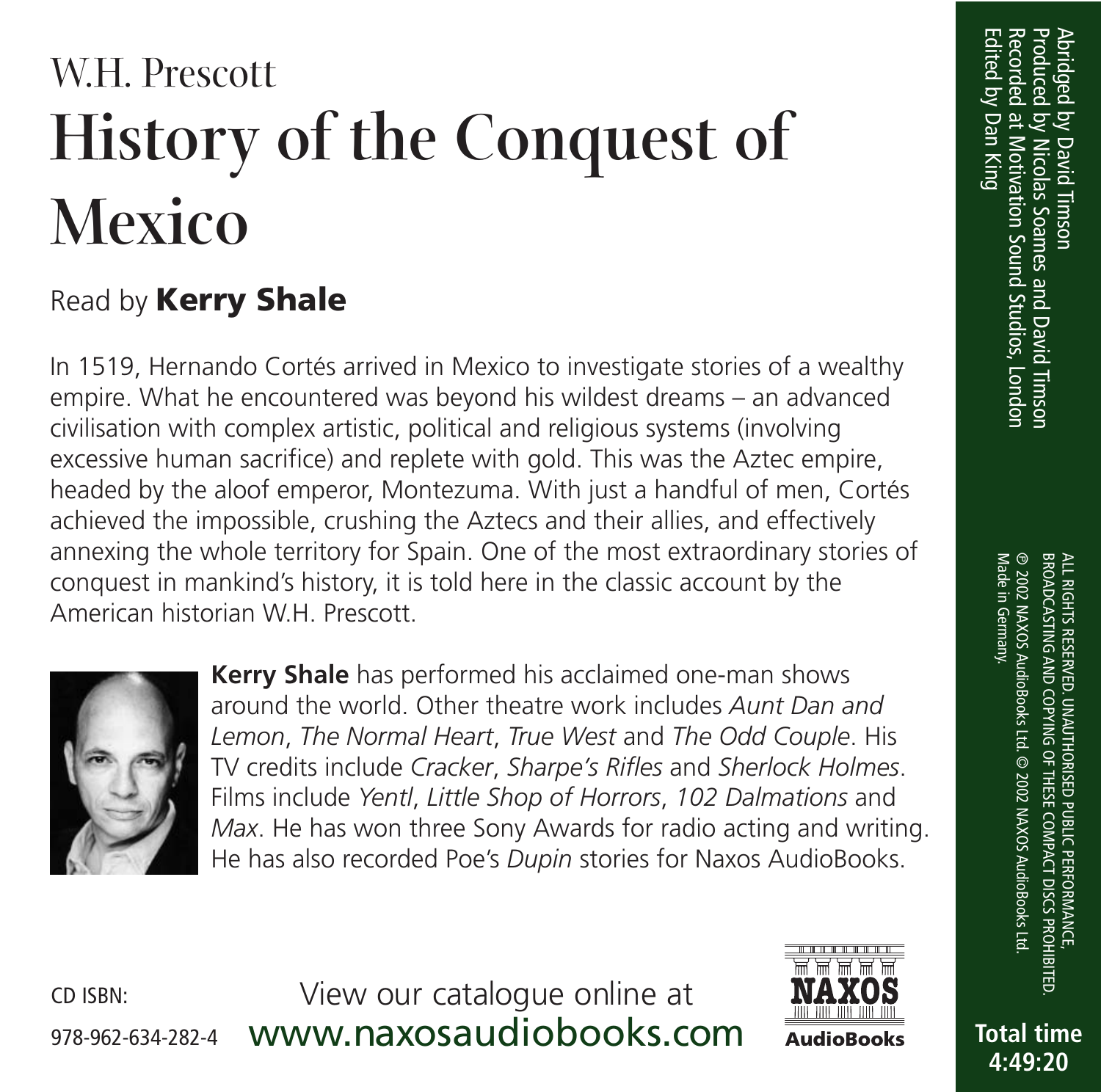W.H. Prescott

# History of the Conquest of Mexico

Read by **Kerry Shale**

In 1519, Hernando Cortés arrived in Mexico to investigate stories of a wealthy empire. What he encountered was beyond his wildest dreams – an advanced civilisation with complex artistic, political and religious systems (involving excessive human sacrifice) and replete with gold. This was the Aztec empire, headed by the aloof emperor, Montezuma. With just a handful of men, Cortés achieved the impossible, crushing the Aztecs and their allies, and effectively annexing the whole territory for Spain. One of the most extraordinary stories of conquest in mankind's history, it is told here in the classic account by the American historian W.H. Prescott.

**Kerry Shale** has performed his acclaimed one-man shows around the world. Other theatre work includes *Aunt Dan and Lemon*, *The Normal Heart*, *True West* and *The Odd Couple*. His TV credits include *Cracker*, *Sharpe's Rifles* and *Sherlock Holmes*. Films include *Yentl*, *Little Shop of Horrors*, *102 Dalmations* and *Max*. He has won three Sony Awards for radio acting and writing. He has also recorded Poe's *Dupin* stories for Naxos AudioBooks.

CD ISBN:
978-962-634-282-4

View our catalogue online at
www.naxosaudiobooks.com

NAXOS AudioBooks

Abridged by David Timson
Produced by Nicolas Soames and David Timson
Recorded at Motivation Sound Studios, London
Edited by Dan King

ALL RIGHTS RESERVED. UNAUTHORISED PUBLIC PERFORMANCE, BROADCASTING AND COPYING OF THESE COMPACT DISCS PROHIBITED.
℗ 2002 NAXOS AudioBooks Ltd. © 2002 NAXOS AudioBooks Ltd.
Made in Germany.

**Total time 4:49:20**